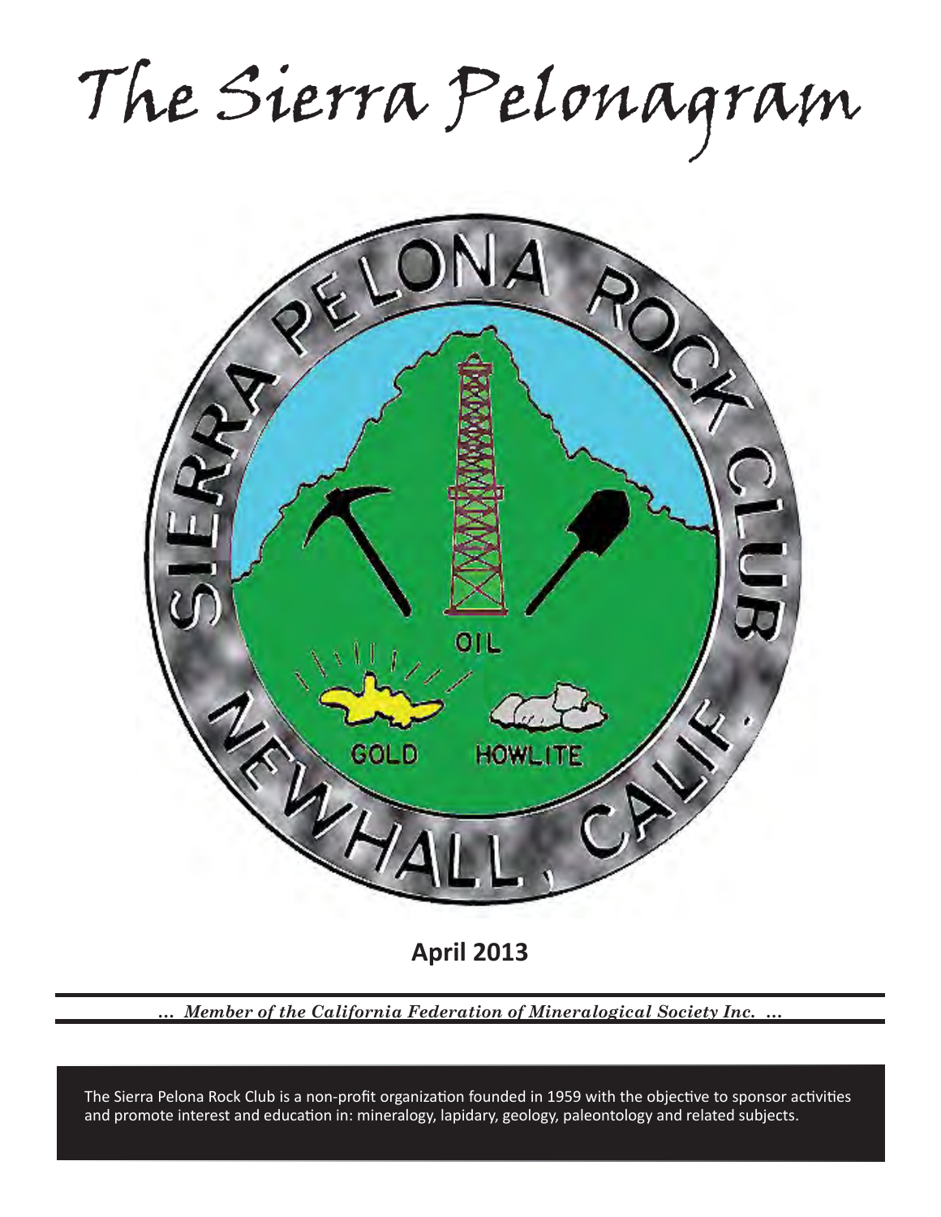# The Sierra Pelonagram

**April 2013**

*... Member of the California Federation of Mineralogical Society Inc. ...*

The Sierra Pelona Rock Club is a non-profit organization founded in 1959 with the objective to sponsor activities and promote interest and education in: mineralogy, lapidary, geology, paleontology and related subjects.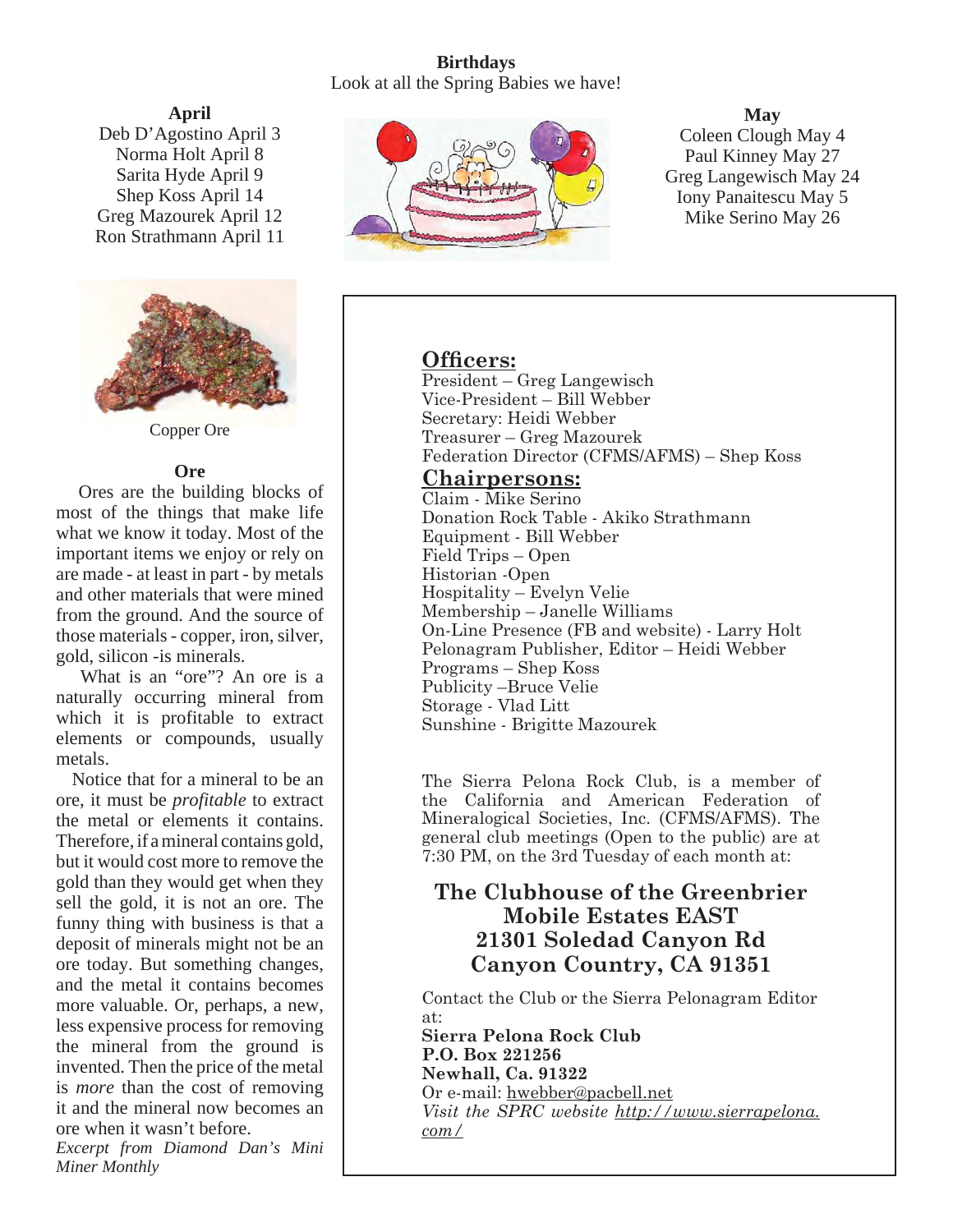## Birthdays

Look at all the Spring Babies we have!

**April**

Deb D'Agostino April 3
Norma Holt April 8
Sarita Hyde April 9
Shep Koss April 14
Greg Mazourek April 12
Ron Strathmann April 11

**May**

Coleen Clough May 4
Paul Kinney May 27
Greg Langewisch May 24
Iony Panaitescu May 5
Mike Serino May 26

Copper Ore

### Ore

Ores are the building blocks of most of the things that make life what we know it today. Most of the important items we enjoy or rely on are made - at least in part - by metals and other materials that were mined from the ground. And the source of those materials - copper, iron, silver, gold, silicon -is minerals.

What is an "ore"? An ore is a naturally occurring mineral from which it is profitable to extract elements or compounds, usually metals.

Notice that for a mineral to be an ore, it must be *profitable* to extract the metal or elements it contains. Therefore, if a mineral contains gold, but it would cost more to remove the gold than they would get when they sell the gold, it is not an ore. The funny thing with business is that a deposit of minerals might not be an ore today. But something changes, and the metal it contains becomes more valuable. Or, perhaps, a new, less expensive process for removing the mineral from the ground is invented. Then the price of the metal is *more* than the cost of removing it and the mineral now becomes an ore when it wasn't before.

*Excerpt from Diamond Dan's Mini Miner Monthly*

## Officers:

President – Greg Langewisch
Vice-President – Bill Webber
Secretary: Heidi Webber
Treasurer – Greg Mazourek
Federation Director (CFMS/AFMS) – Shep Koss

## Chairpersons:

Claim - Mike Serino
Donation Rock Table - Akiko Strathmann
Equipment - Bill Webber
Field Trips – Open
Historian -Open
Hospitality – Evelyn Velie
Membership – Janelle Williams
On-Line Presence (FB and website) - Larry Holt
Pelonagram Publisher, Editor – Heidi Webber
Programs – Shep Koss
Publicity –Bruce Velie
Storage - Vlad Litt
Sunshine - Brigitte Mazourek

The Sierra Pelona Rock Club, is a member of the California and American Federation of Mineralogical Societies, Inc. (CFMS/AFMS). The general club meetings (Open to the public) are at 7:30 PM, on the 3rd Tuesday of each month at:

**The Clubhouse of the Greenbrier Mobile Estates EAST**
**21301 Soledad Canyon Rd**
**Canyon Country, CA 91351**

Contact the Club or the Sierra Pelonagram Editor at:
**Sierra Pelona Rock Club**
**P.O. Box 221256**
**Newhall, Ca. 91322**
Or e-mail: hwebber@pacbell.net
*Visit the SPRC website http://www.sierrapelona.com/*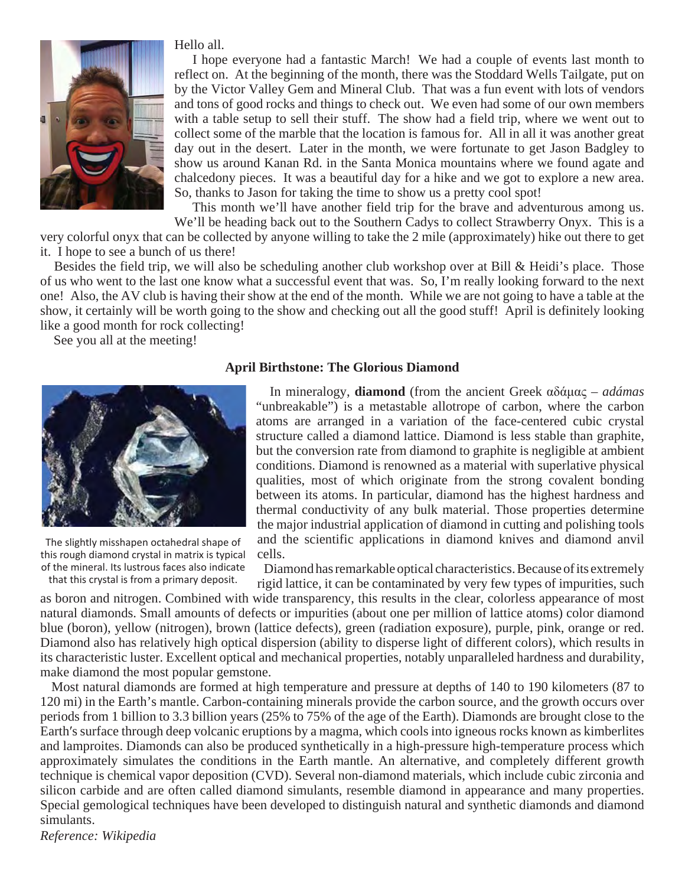Hello all.

I hope everyone had a fantastic March! We had a couple of events last month to reflect on. At the beginning of the month, there was the Stoddard Wells Tailgate, put on by the Victor Valley Gem and Mineral Club. That was a fun event with lots of vendors and tons of good rocks and things to check out. We even had some of our own members with a table setup to sell their stuff. The show had a field trip, where we went out to collect some of the marble that the location is famous for. All in all it was another great day out in the desert. Later in the month, we were fortunate to get Jason Badgley to show us around Kanan Rd. in the Santa Monica mountains where we found agate and chalcedony pieces. It was a beautiful day for a hike and we got to explore a new area. So, thanks to Jason for taking the time to show us a pretty cool spot!

This month we'll have another field trip for the brave and adventurous among us. We'll be heading back out to the Southern Cadys to collect Strawberry Onyx. This is a very colorful onyx that can be collected by anyone willing to take the 2 mile (approximately) hike out there to get it. I hope to see a bunch of us there!

Besides the field trip, we will also be scheduling another club workshop over at Bill & Heidi's place. Those of us who went to the last one know what a successful event that was. So, I'm really looking forward to the next one! Also, the AV club is having their show at the end of the month. While we are not going to have a table at the show, it certainly will be worth going to the show and checking out all the good stuff! April is definitely looking like a good month for rock collecting!

See you all at the meeting!

## April Birthstone: The Glorious Diamond

The slightly misshapen octahedral shape of this rough diamond crystal in matrix is typical of the mineral. Its lustrous faces also indicate that this crystal is from a primary deposit.

In mineralogy, **diamond** (from the ancient Greek αδάμας – *adámas* "unbreakable") is a metastable allotrope of carbon, where the carbon atoms are arranged in a variation of the face-centered cubic crystal structure called a diamond lattice. Diamond is less stable than graphite, but the conversion rate from diamond to graphite is negligible at ambient conditions. Diamond is renowned as a material with superlative physical qualities, most of which originate from the strong covalent bonding between its atoms. In particular, diamond has the highest hardness and thermal conductivity of any bulk material. Those properties determine the major industrial application of diamond in cutting and polishing tools and the scientific applications in diamond knives and diamond anvil cells.

Diamond has remarkable optical characteristics. Because of its extremely rigid lattice, it can be contaminated by very few types of impurities, such as boron and nitrogen. Combined with wide transparency, this results in the clear, colorless appearance of most natural diamonds. Small amounts of defects or impurities (about one per million of lattice atoms) color diamond blue (boron), yellow (nitrogen), brown (lattice defects), green (radiation exposure), purple, pink, orange or red. Diamond also has relatively high optical dispersion (ability to disperse light of different colors), which results in its characteristic luster. Excellent optical and mechanical properties, notably unparalleled hardness and durability, make diamond the most popular gemstone.

Most natural diamonds are formed at high temperature and pressure at depths of 140 to 190 kilometers (87 to 120 mi) in the Earth's mantle. Carbon-containing minerals provide the carbon source, and the growth occurs over periods from 1 billion to 3.3 billion years (25% to 75% of the age of the Earth). Diamonds are brought close to the Earth's surface through deep volcanic eruptions by a magma, which cools into igneous rocks known as kimberlites and lamproites. Diamonds can also be produced synthetically in a high-pressure high-temperature process which approximately simulates the conditions in the Earth mantle. An alternative, and completely different growth technique is chemical vapor deposition (CVD). Several non-diamond materials, which include cubic zirconia and silicon carbide and are often called diamond simulants, resemble diamond in appearance and many properties. Special gemological techniques have been developed to distinguish natural and synthetic diamonds and diamond simulants.

*Reference: Wikipedia*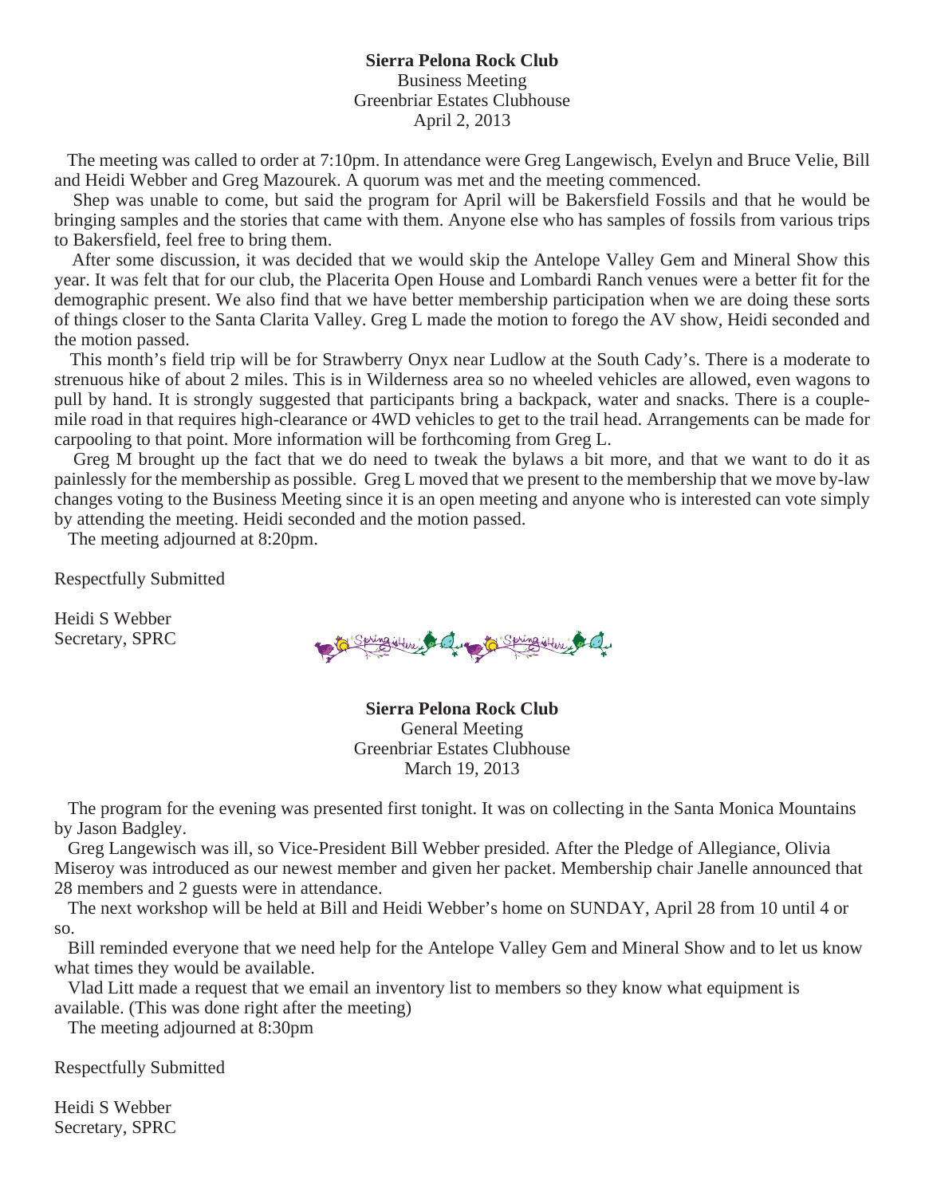**Sierra Pelona Rock Club**
Business Meeting
Greenbriar Estates Clubhouse
April 2, 2013

The meeting was called to order at 7:10pm. In attendance were Greg Langewisch, Evelyn and Bruce Velie, Bill and Heidi Webber and Greg Mazourek. A quorum was met and the meeting commenced.

Shep was unable to come, but said the program for April will be Bakersfield Fossils and that he would be bringing samples and the stories that came with them. Anyone else who has samples of fossils from various trips to Bakersfield, feel free to bring them.

After some discussion, it was decided that we would skip the Antelope Valley Gem and Mineral Show this year. It was felt that for our club, the Placerita Open House and Lombardi Ranch venues were a better fit for the demographic present. We also find that we have better membership participation when we are doing these sorts of things closer to the Santa Clarita Valley. Greg L made the motion to forego the AV show, Heidi seconded and the motion passed.

This month's field trip will be for Strawberry Onyx near Ludlow at the South Cady's. There is a moderate to strenuous hike of about 2 miles. This is in Wilderness area so no wheeled vehicles are allowed, even wagons to pull by hand. It is strongly suggested that participants bring a backpack, water and snacks. There is a couple-mile road in that requires high-clearance or 4WD vehicles to get to the trail head. Arrangements can be made for carpooling to that point. More information will be forthcoming from Greg L.

Greg M brought up the fact that we do need to tweak the bylaws a bit more, and that we want to do it as painlessly for the membership as possible. Greg L moved that we present to the membership that we move by-law changes voting to the Business Meeting since it is an open meeting and anyone who is interested can vote simply by attending the meeting. Heidi seconded and the motion passed.

The meeting adjourned at 8:20pm.

Respectfully Submitted

Heidi S Webber
Secretary, SPRC

**Sierra Pelona Rock Club**
General Meeting
Greenbriar Estates Clubhouse
March 19, 2013

The program for the evening was presented first tonight. It was on collecting in the Santa Monica Mountains by Jason Badgley.

Greg Langewisch was ill, so Vice-President Bill Webber presided. After the Pledge of Allegiance, Olivia Miseroy was introduced as our newest member and given her packet. Membership chair Janelle announced that 28 members and 2 guests were in attendance.

The next workshop will be held at Bill and Heidi Webber's home on SUNDAY, April 28 from 10 until 4 or so.

Bill reminded everyone that we need help for the Antelope Valley Gem and Mineral Show and to let us know what times they would be available.

Vlad Litt made a request that we email an inventory list to members so they know what equipment is available. (This was done right after the meeting)

The meeting adjourned at 8:30pm

Respectfully Submitted

Heidi S Webber
Secretary, SPRC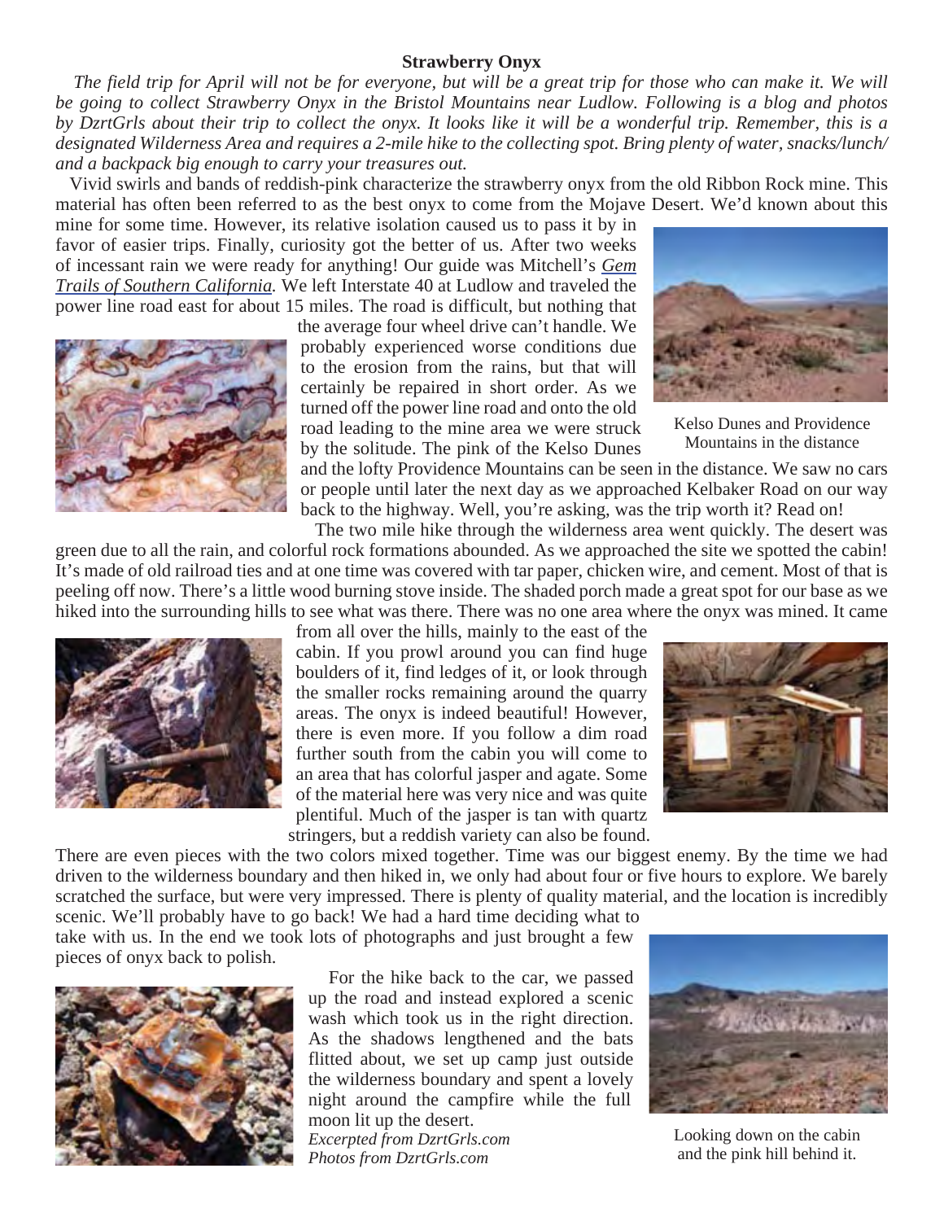**Strawberry Onyx**

*The field trip for April will not be for everyone, but will be a great trip for those who can make it. We will be going to collect Strawberry Onyx in the Bristol Mountains near Ludlow. Following is a blog and photos by DzrtGrls about their trip to collect the onyx. It looks like it will be a wonderful trip. Remember, this is a designated Wilderness Area and requires a 2-mile hike to the collecting spot. Bring plenty of water, snacks/lunch/ and a backpack big enough to carry your treasures out.*

Vivid swirls and bands of reddish-pink characterize the strawberry onyx from the old Ribbon Rock mine. This material has often been referred to as the best onyx to come from the Mojave Desert. We'd known about this mine for some time. However, its relative isolation caused us to pass it by in favor of easier trips. Finally, curiosity got the better of us. After two weeks of incessant rain we were ready for anything! Our guide was Mitchell's *Gem Trails of Southern California.* We left Interstate 40 at Ludlow and traveled the power line road east for about 15 miles. The road is difficult, but nothing that the average four wheel drive can't handle. We probably experienced worse conditions due to the erosion from the rains, but that will certainly be repaired in short order. As we turned off the power line road and onto the old road leading to the mine area we were struck by the solitude. The pink of the Kelso Dunes and the lofty Providence Mountains can be seen in the distance. We saw no cars or people until later the next day as we approached Kelbaker Road on our way back to the highway. Well, you're asking, was the trip worth it? Read on!

Kelso Dunes and Providence Mountains in the distance

The two mile hike through the wilderness area went quickly. The desert was green due to all the rain, and colorful rock formations abounded. As we approached the site we spotted the cabin! It's made of old railroad ties and at one time was covered with tar paper, chicken wire, and cement. Most of that is peeling off now. There's a little wood burning stove inside. The shaded porch made a great spot for our base as we hiked into the surrounding hills to see what was there. There was no one area where the onyx was mined. It came from all over the hills, mainly to the east of the cabin. If you prowl around you can find huge boulders of it, find ledges of it, or look through the smaller rocks remaining around the quarry areas. The onyx is indeed beautiful! However, there is even more. If you follow a dim road further south from the cabin you will come to an area that has colorful jasper and agate. Some of the material here was very nice and was quite plentiful. Much of the jasper is tan with quartz stringers, but a reddish variety can also be found. There are even pieces with the two colors mixed together. Time was our biggest enemy. By the time we had driven to the wilderness boundary and then hiked in, we only had about four or five hours to explore. We barely scratched the surface, but were very impressed. There is plenty of quality material, and the location is incredibly scenic. We'll probably have to go back! We had a hard time deciding what to take with us. In the end we took lots of photographs and just brought a few pieces of onyx back to polish.

For the hike back to the car, we passed up the road and instead explored a scenic wash which took us in the right direction. As the shadows lengthened and the bats flitted about, we set up camp just outside the wilderness boundary and spent a lovely night around the campfire while the full moon lit up the desert.

*Excerpted from DzrtGrls.com*
*Photos from DzrtGrls.com*

Looking down on the cabin and the pink hill behind it.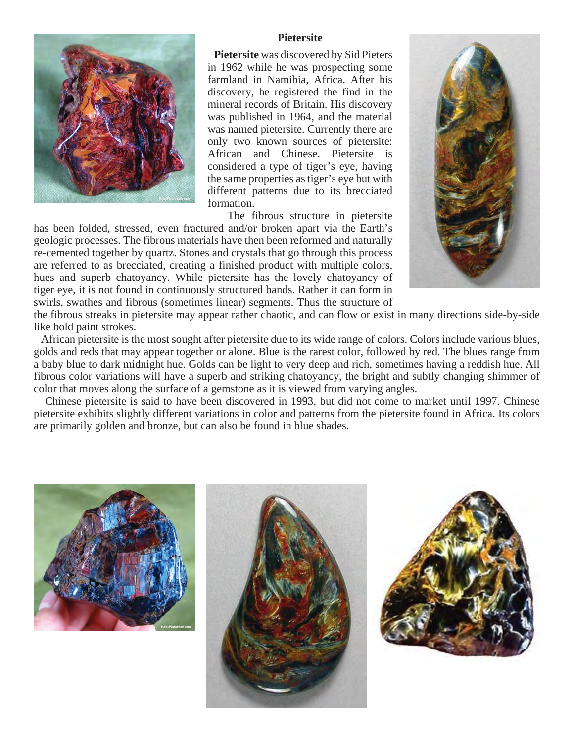## Pietersite

**Pietersite** was discovered by Sid Pieters in 1962 while he was prospecting some farmland in Namibia, Africa. After his discovery, he registered the find in the mineral records of Britain. His discovery was published in 1964, and the material was named pietersite. Currently there are only two known sources of pietersite: African and Chinese. Pietersite is considered a type of tiger's eye, having the same properties as tiger's eye but with different patterns due to its brecciated formation.

The fibrous structure in pietersite has been folded, stressed, even fractured and/or broken apart via the Earth's geologic processes. The fibrous materials have then been reformed and naturally re-cemented together by quartz. Stones and crystals that go through this process are referred to as brecciated, creating a finished product with multiple colors, hues and superb chatoyancy. While pietersite has the lovely chatoyancy of tiger eye, it is not found in continuously structured bands. Rather it can form in swirls, swathes and fibrous (sometimes linear) segments. Thus the structure of the fibrous streaks in pietersite may appear rather chaotic, and can flow or exist in many directions side-by-side like bold paint strokes.

African pietersite is the most sought after pietersite due to its wide range of colors. Colors include various blues, golds and reds that may appear together or alone. Blue is the rarest color, followed by red. The blues range from a baby blue to dark midnight hue. Golds can be light to very deep and rich, sometimes having a reddish hue. All fibrous color variations will have a superb and striking chatoyancy, the bright and subtly changing shimmer of color that moves along the surface of a gemstone as it is viewed from varying angles.

Chinese pietersite is said to have been discovered in 1993, but did not come to market until 1997. Chinese pietersite exhibits slightly different variations in color and patterns from the pietersite found in Africa. Its colors are primarily golden and bronze, but can also be found in blue shades.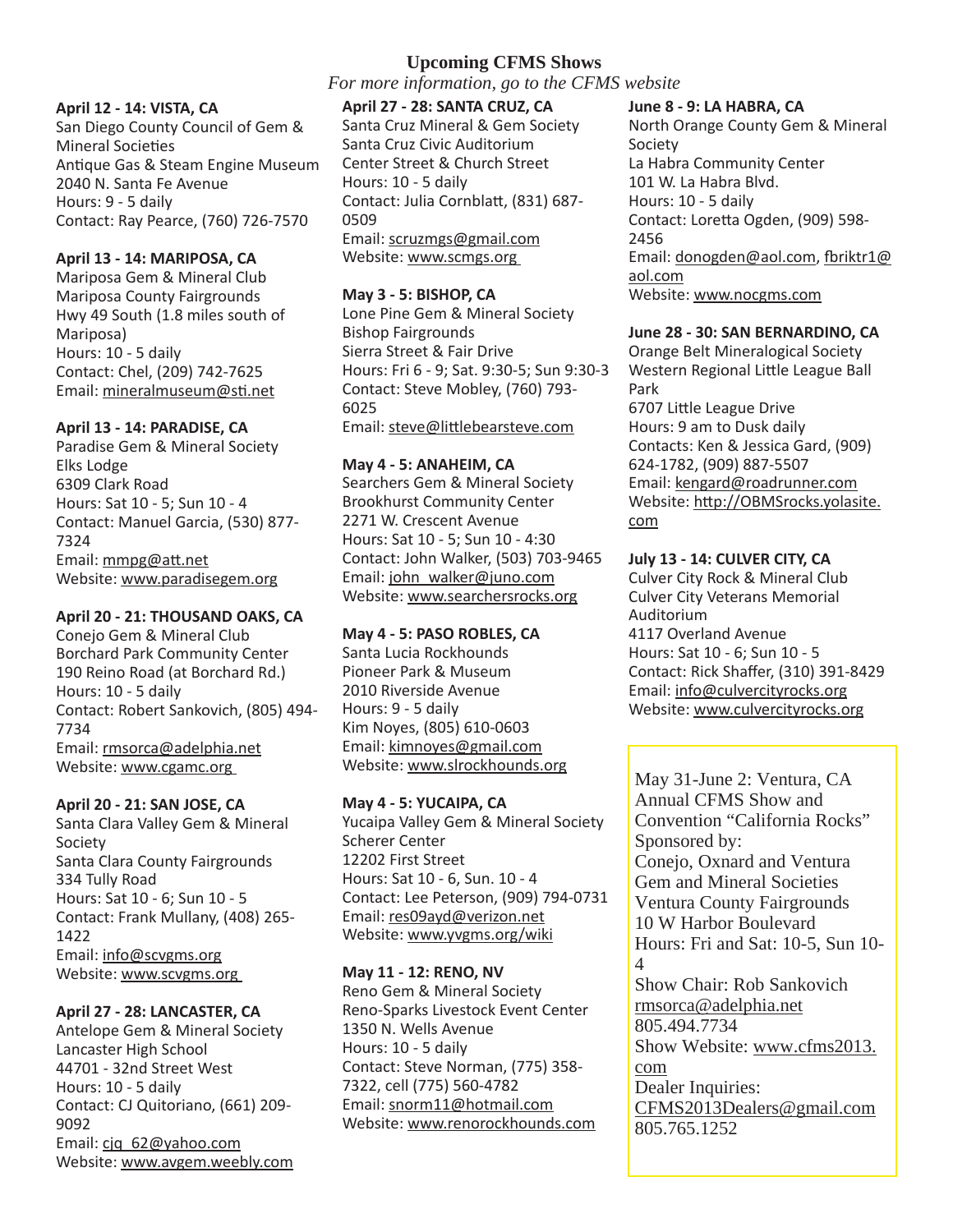## Upcoming CFMS Shows

*For more information, go to the CFMS website*

**April 12 - 14: VISTA, CA**
San Diego County Council of Gem & Mineral Societies
Antique Gas & Steam Engine Museum
2040 N. Santa Fe Avenue
Hours: 9 - 5 daily
Contact: Ray Pearce, (760) 726-7570

**April 13 - 14: MARIPOSA, CA**
Mariposa Gem & Mineral Club
Mariposa County Fairgrounds
Hwy 49 South (1.8 miles south of Mariposa)
Hours: 10 - 5 daily
Contact: Chel, (209) 742-7625
Email: mineralmuseum@sti.net

**April 13 - 14: PARADISE, CA**
Paradise Gem & Mineral Society
Elks Lodge
6309 Clark Road
Hours: Sat 10 - 5; Sun 10 - 4
Contact: Manuel Garcia, (530) 877-7324
Email: mmpg@att.net
Website: www.paradisegem.org

**April 20 - 21: THOUSAND OAKS, CA**
Conejo Gem & Mineral Club
Borchard Park Community Center
190 Reino Road (at Borchard Rd.)
Hours: 10 - 5 daily
Contact: Robert Sankovich, (805) 494-7734
Email: rmsorca@adelphia.net
Website: www.cgamc.org

**April 20 - 21: SAN JOSE, CA**
Santa Clara Valley Gem & Mineral Society
Santa Clara County Fairgrounds
334 Tully Road
Hours: Sat 10 - 6; Sun 10 - 5
Contact: Frank Mullany, (408) 265-1422
Email: info@scvgms.org
Website: www.scvgms.org

**April 27 - 28: LANCASTER, CA**
Antelope Gem & Mineral Society
Lancaster High School
44701 - 32nd Street West
Hours: 10 - 5 daily
Contact: CJ Quitoriano, (661) 209-9092
Email: cjq_62@yahoo.com
Website: www.avgem.weebly.com

**April 27 - 28: SANTA CRUZ, CA**
Santa Cruz Mineral & Gem Society
Santa Cruz Civic Auditorium
Center Street & Church Street
Hours: 10 - 5 daily
Contact: Julia Cornblatt, (831) 687-0509
Email: scruzmgs@gmail.com
Website: www.scmgs.org

**May 3 - 5: BISHOP, CA**
Lone Pine Gem & Mineral Society
Bishop Fairgrounds
Sierra Street & Fair Drive
Hours: Fri 6 - 9; Sat. 9:30-5; Sun 9:30-3
Contact: Steve Mobley, (760) 793-6025
Email: steve@littlebearsteve.com

**May 4 - 5: ANAHEIM, CA**
Searchers Gem & Mineral Society
Brookhurst Community Center
2271 W. Crescent Avenue
Hours: Sat 10 - 5; Sun 10 - 4:30
Contact: John Walker, (503) 703-9465
Email: john_walker@juno.com
Website: www.searchersrocks.org

**May 4 - 5: PASO ROBLES, CA**
Santa Lucia Rockhounds
Pioneer Park & Museum
2010 Riverside Avenue
Hours: 9 - 5 daily
Kim Noyes, (805) 610-0603
Email: kimnoyes@gmail.com
Website: www.slrockhounds.org

**May 4 - 5: YUCAIPA, CA**
Yucaipa Valley Gem & Mineral Society
Scherer Center
12202 First Street
Hours: Sat 10 - 6, Sun. 10 - 4
Contact: Lee Peterson, (909) 794-0731
Email: res09ayd@verizon.net
Website: www.yvgms.org/wiki

**May 11 - 12: RENO, NV**
Reno Gem & Mineral Society
Reno-Sparks Livestock Event Center
1350 N. Wells Avenue
Hours: 10 - 5 daily
Contact: Steve Norman, (775) 358-7322, cell (775) 560-4782
Email: snorm11@hotmail.com
Website: www.renorockhounds.com

**June 8 - 9: LA HABRA, CA**
North Orange County Gem & Mineral Society
La Habra Community Center
101 W. La Habra Blvd.
Hours: 10 - 5 daily
Contact: Loretta Ogden, (909) 598-2456
Email: donogden@aol.com, fbriktr1@aol.com
Website: www.nocgms.com

**June 28 - 30: SAN BERNARDINO, CA**
Orange Belt Mineralogical Society
Western Regional Little League Ball Park
6707 Little League Drive
Hours: 9 am to Dusk daily
Contacts: Ken & Jessica Gard, (909) 624-1782, (909) 887-5507
Email: kengard@roadrunner.com
Website: http://OBMSrocks.yolasite.com

**July 13 - 14: CULVER CITY, CA**
Culver City Rock & Mineral Club
Culver City Veterans Memorial Auditorium
4117 Overland Avenue
Hours: Sat 10 - 6; Sun 10 - 5
Contact: Rick Shaffer, (310) 391-8429
Email: info@culvercityrocks.org
Website: www.culvercityrocks.org

May 31-June 2: Ventura, CA
Annual CFMS Show and Convention "California Rocks"
Sponsored by:
Conejo, Oxnard and Ventura Gem and Mineral Societies
Ventura County Fairgrounds
10 W Harbor Boulevard
Hours: Fri and Sat: 10-5, Sun 10-4
Show Chair: Rob Sankovich
rmsorca@adelphia.net
805.494.7734
Show Website: www.cfms2013.com
Dealer Inquiries:
CFMS2013Dealers@gmail.com
805.765.1252